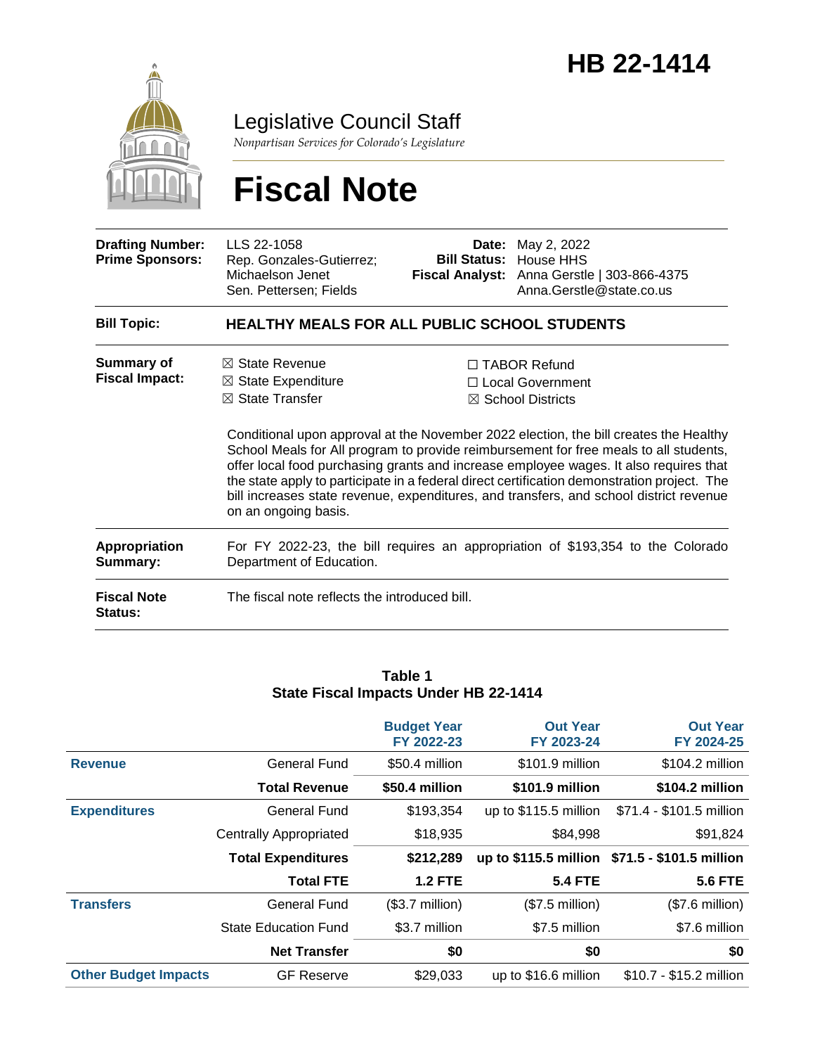# HB 22-1414

## Legislative Council Staff

*Nonpartisan Services for Colorado's Legislature*

# Fiscal Note

| | | | |
|---|---|---|---|
| **Drafting Number:** | LLS 22-1058 | **Date:** | May 2, 2022 |
| **Prime Sponsors:** | Rep. Gonzales-Gutierrez; Michaelson Jenet<br>Sen. Pettersen; Fields | **Bill Status:** | House HHS |
| | | **Fiscal Analyst:** | Anna Gerstle \| 303-866-4375<br>Anna.Gerstle@state.co.us |

**Bill Topic:** **HEALTHY MEALS FOR ALL PUBLIC SCHOOL STUDENTS**

**Summary of Fiscal Impact:**

- ☒ State Revenue
- ☒ State Expenditure
- ☒ State Transfer
- ☐ TABOR Refund
- ☐ Local Government
- ☒ School Districts

Conditional upon approval at the November 2022 election, the bill creates the Healthy School Meals for All program to provide reimbursement for free meals to all students, offer local food purchasing grants and increase employee wages. It also requires that the state apply to participate in a federal direct certification demonstration project. The bill increases state revenue, expenditures, and transfers, and school district revenue on an ongoing basis.

**Appropriation Summary:** For FY 2022-23, the bill requires an appropriation of $193,354 to the Colorado Department of Education.

**Fiscal Note Status:** The fiscal note reflects the introduced bill.

**Table 1**
**State Fiscal Impacts Under HB 22-1414**

| | | Budget Year FY 2022-23 | Out Year FY 2023-24 | Out Year FY 2024-25 |
|---|---|---|---|---|
| **Revenue** | General Fund | $50.4 million | $101.9 million | $104.2 million |
| | **Total Revenue** | **$50.4 million** | **$101.9 million** | **$104.2 million** |
| **Expenditures** | General Fund | $193,354 | up to $115.5 million | $71.4 - $101.5 million |
| | Centrally Appropriated | $18,935 | $84,998 | $91,824 |
| | **Total Expenditures** | **$212,289** | **up to $115.5 million** | **$71.5 - $101.5 million** |
| | **Total FTE** | **1.2 FTE** | **5.4 FTE** | **5.6 FTE** |
| **Transfers** | General Fund | ($3.7 million) | ($7.5 million) | ($7.6 million) |
| | State Education Fund | $3.7 million | $7.5 million | $7.6 million |
| | **Net Transfer** | **$0** | **$0** | **$0** |
| **Other Budget Impacts** | GF Reserve | $29,033 | up to $16.6 million | $10.7 - $15.2 million |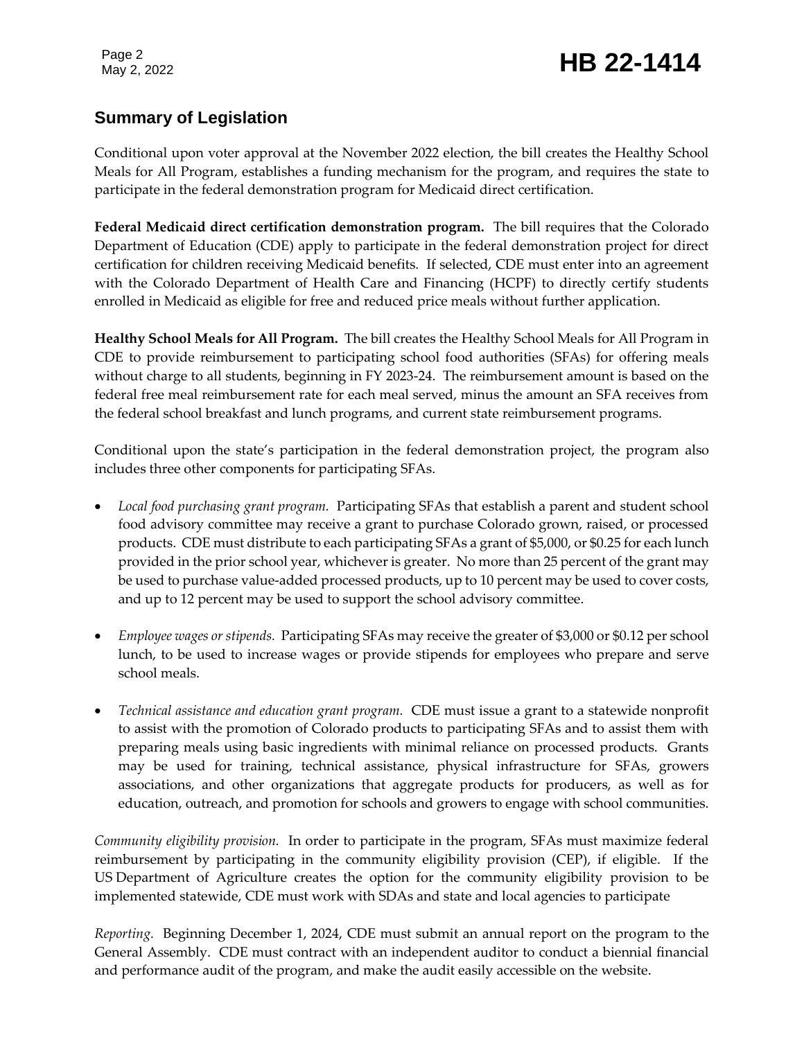## Summary of Legislation

Conditional upon voter approval at the November 2022 election, the bill creates the Healthy School Meals for All Program, establishes a funding mechanism for the program, and requires the state to participate in the federal demonstration program for Medicaid direct certification.

**Federal Medicaid direct certification demonstration program.** The bill requires that the Colorado Department of Education (CDE) apply to participate in the federal demonstration project for direct certification for children receiving Medicaid benefits. If selected, CDE must enter into an agreement with the Colorado Department of Health Care and Financing (HCPF) to directly certify students enrolled in Medicaid as eligible for free and reduced price meals without further application.

**Healthy School Meals for All Program.** The bill creates the Healthy School Meals for All Program in CDE to provide reimbursement to participating school food authorities (SFAs) for offering meals without charge to all students, beginning in FY 2023-24. The reimbursement amount is based on the federal free meal reimbursement rate for each meal served, minus the amount an SFA receives from the federal school breakfast and lunch programs, and current state reimbursement programs.

Conditional upon the state's participation in the federal demonstration project, the program also includes three other components for participating SFAs.

- *Local food purchasing grant program.* Participating SFAs that establish a parent and student school food advisory committee may receive a grant to purchase Colorado grown, raised, or processed products. CDE must distribute to each participating SFAs a grant of $5,000, or $0.25 for each lunch provided in the prior school year, whichever is greater. No more than 25 percent of the grant may be used to purchase value-added processed products, up to 10 percent may be used to cover costs, and up to 12 percent may be used to support the school advisory committee.
- *Employee wages or stipends.* Participating SFAs may receive the greater of $3,000 or $0.12 per school lunch, to be used to increase wages or provide stipends for employees who prepare and serve school meals.
- *Technical assistance and education grant program.* CDE must issue a grant to a statewide nonprofit to assist with the promotion of Colorado products to participating SFAs and to assist them with preparing meals using basic ingredients with minimal reliance on processed products. Grants may be used for training, technical assistance, physical infrastructure for SFAs, growers associations, and other organizations that aggregate products for producers, as well as for education, outreach, and promotion for schools and growers to engage with school communities.

*Community eligibility provision.* In order to participate in the program, SFAs must maximize federal reimbursement by participating in the community eligibility provision (CEP), if eligible. If the US Department of Agriculture creates the option for the community eligibility provision to be implemented statewide, CDE must work with SDAs and state and local agencies to participate

*Reporting.* Beginning December 1, 2024, CDE must submit an annual report on the program to the General Assembly. CDE must contract with an independent auditor to conduct a biennial financial and performance audit of the program, and make the audit easily accessible on the website.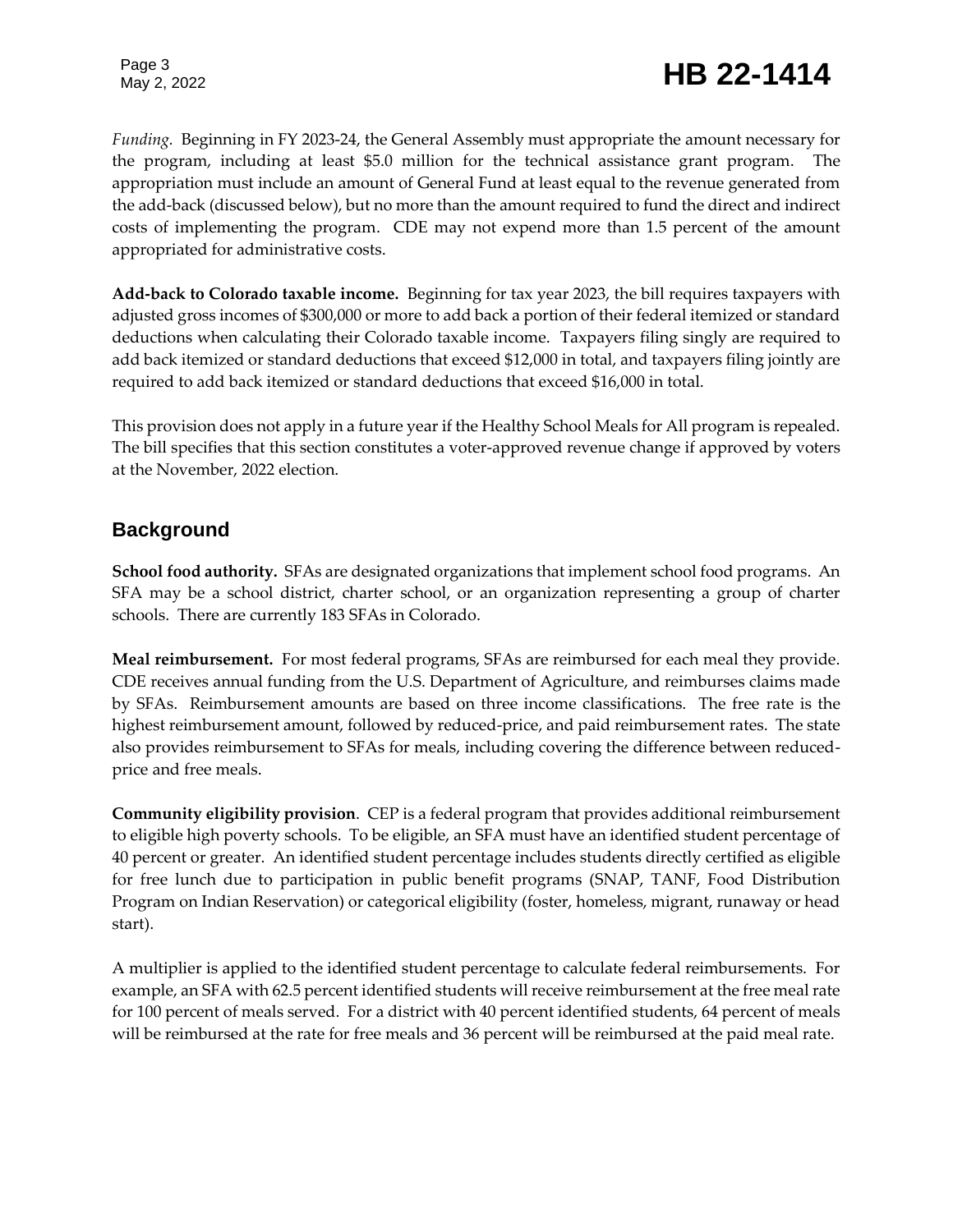*Funding.* Beginning in FY 2023-24, the General Assembly must appropriate the amount necessary for the program, including at least $5.0 million for the technical assistance grant program. The appropriation must include an amount of General Fund at least equal to the revenue generated from the add-back (discussed below), but no more than the amount required to fund the direct and indirect costs of implementing the program. CDE may not expend more than 1.5 percent of the amount appropriated for administrative costs.

**Add-back to Colorado taxable income.** Beginning for tax year 2023, the bill requires taxpayers with adjusted gross incomes of $300,000 or more to add back a portion of their federal itemized or standard deductions when calculating their Colorado taxable income. Taxpayers filing singly are required to add back itemized or standard deductions that exceed $12,000 in total, and taxpayers filing jointly are required to add back itemized or standard deductions that exceed $16,000 in total.

This provision does not apply in a future year if the Healthy School Meals for All program is repealed. The bill specifies that this section constitutes a voter-approved revenue change if approved by voters at the November, 2022 election.

## Background

**School food authority.** SFAs are designated organizations that implement school food programs. An SFA may be a school district, charter school, or an organization representing a group of charter schools. There are currently 183 SFAs in Colorado.

**Meal reimbursement.** For most federal programs, SFAs are reimbursed for each meal they provide. CDE receives annual funding from the U.S. Department of Agriculture, and reimburses claims made by SFAs. Reimbursement amounts are based on three income classifications. The free rate is the highest reimbursement amount, followed by reduced-price, and paid reimbursement rates. The state also provides reimbursement to SFAs for meals, including covering the difference between reduced-price and free meals.

**Community eligibility provision**. CEP is a federal program that provides additional reimbursement to eligible high poverty schools. To be eligible, an SFA must have an identified student percentage of 40 percent or greater. An identified student percentage includes students directly certified as eligible for free lunch due to participation in public benefit programs (SNAP, TANF, Food Distribution Program on Indian Reservation) or categorical eligibility (foster, homeless, migrant, runaway or head start).

A multiplier is applied to the identified student percentage to calculate federal reimbursements. For example, an SFA with 62.5 percent identified students will receive reimbursement at the free meal rate for 100 percent of meals served. For a district with 40 percent identified students, 64 percent of meals will be reimbursed at the rate for free meals and 36 percent will be reimbursed at the paid meal rate.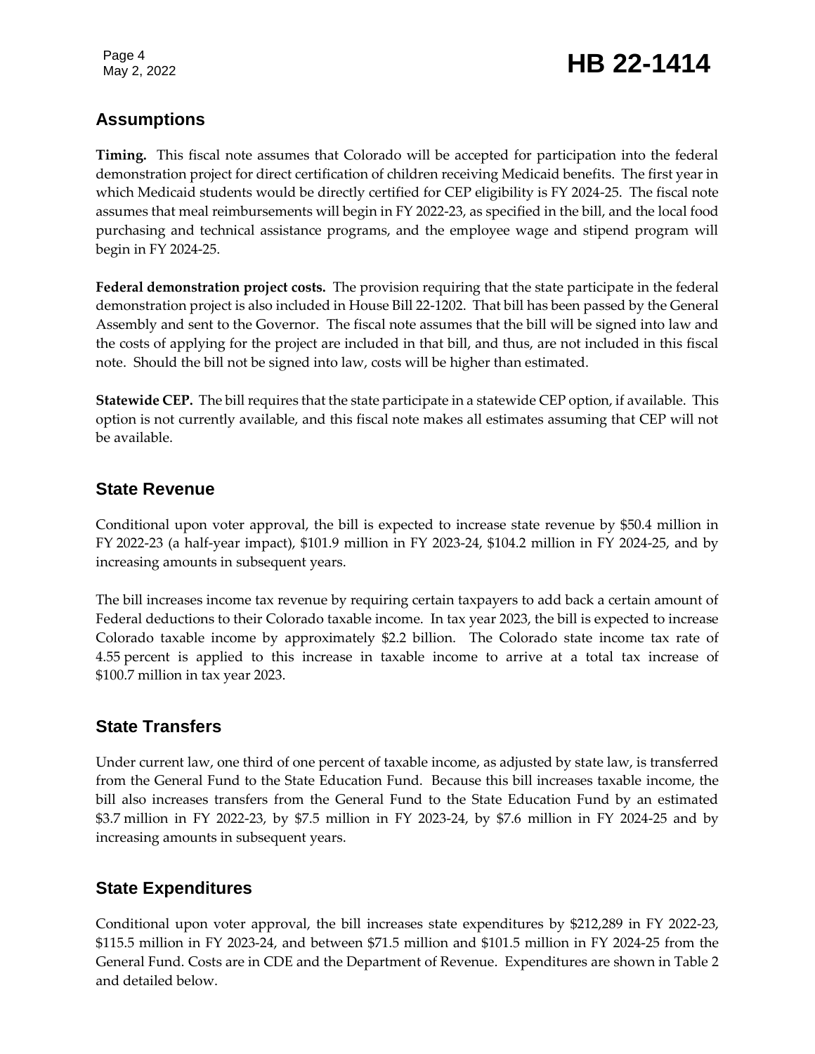## Assumptions

**Timing.** This fiscal note assumes that Colorado will be accepted for participation into the federal demonstration project for direct certification of children receiving Medicaid benefits. The first year in which Medicaid students would be directly certified for CEP eligibility is FY 2024-25. The fiscal note assumes that meal reimbursements will begin in FY 2022-23, as specified in the bill, and the local food purchasing and technical assistance programs, and the employee wage and stipend program will begin in FY 2024-25.

**Federal demonstration project costs.** The provision requiring that the state participate in the federal demonstration project is also included in House Bill 22-1202. That bill has been passed by the General Assembly and sent to the Governor. The fiscal note assumes that the bill will be signed into law and the costs of applying for the project are included in that bill, and thus, are not included in this fiscal note. Should the bill not be signed into law, costs will be higher than estimated.

**Statewide CEP.** The bill requires that the state participate in a statewide CEP option, if available. This option is not currently available, and this fiscal note makes all estimates assuming that CEP will not be available.

## State Revenue

Conditional upon voter approval, the bill is expected to increase state revenue by $50.4 million in FY 2022-23 (a half-year impact), $101.9 million in FY 2023-24, $104.2 million in FY 2024-25, and by increasing amounts in subsequent years.

The bill increases income tax revenue by requiring certain taxpayers to add back a certain amount of Federal deductions to their Colorado taxable income. In tax year 2023, the bill is expected to increase Colorado taxable income by approximately $2.2 billion. The Colorado state income tax rate of 4.55 percent is applied to this increase in taxable income to arrive at a total tax increase of $100.7 million in tax year 2023.

## State Transfers

Under current law, one third of one percent of taxable income, as adjusted by state law, is transferred from the General Fund to the State Education Fund. Because this bill increases taxable income, the bill also increases transfers from the General Fund to the State Education Fund by an estimated $3.7 million in FY 2022-23, by $7.5 million in FY 2023-24, by $7.6 million in FY 2024-25 and by increasing amounts in subsequent years.

## State Expenditures

Conditional upon voter approval, the bill increases state expenditures by $212,289 in FY 2022-23, $115.5 million in FY 2023-24, and between $71.5 million and $101.5 million in FY 2024-25 from the General Fund. Costs are in CDE and the Department of Revenue. Expenditures are shown in Table 2 and detailed below.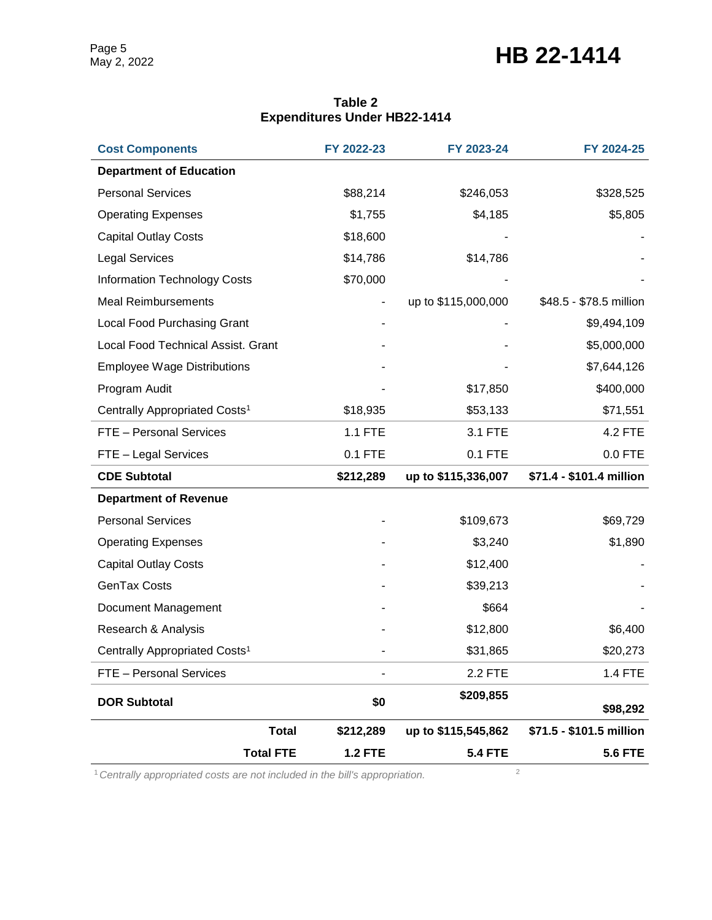**Table 2**
**Expenditures Under HB22-1414**

| Cost Components | FY 2022-23 | FY 2023-24 | FY 2024-25 |
|---|---|---|---|
| **Department of Education** | | | |
| Personal Services | $88,214 | $246,053 | $328,525 |
| Operating Expenses | $1,755 | $4,185 | $5,805 |
| Capital Outlay Costs | $18,600 | - | - |
| Legal Services | $14,786 | $14,786 | - |
| Information Technology Costs | $70,000 | - | - |
| Meal Reimbursements | - | up to $115,000,000 | $48.5 - $78.5 million |
| Local Food Purchasing Grant | - | - | $9,494,109 |
| Local Food Technical Assist. Grant | - | - | $5,000,000 |
| Employee Wage Distributions | - | - | $7,644,126 |
| Program Audit | - | $17,850 | $400,000 |
| Centrally Appropriated Costs[1] | $18,935 | $53,133 | $71,551 |
| FTE – Personal Services | 1.1 FTE | 3.1 FTE | 4.2 FTE |
| FTE – Legal Services | 0.1 FTE | 0.1 FTE | 0.0 FTE |
| **CDE Subtotal** | **$212,289** | **up to $115,336,007** | **$71.4 - $101.4 million** |
| **Department of Revenue** | | | |
| Personal Services | - | $109,673 | $69,729 |
| Operating Expenses | - | $3,240 | $1,890 |
| Capital Outlay Costs | - | $12,400 | - |
| GenTax Costs | - | $39,213 | - |
| Document Management | - | $664 | - |
| Research & Analysis | - | $12,800 | $6,400 |
| Centrally Appropriated Costs[1] | - | $31,865 | $20,273 |
| FTE – Personal Services | - | 2.2 FTE | 1.4 FTE |
| **DOR Subtotal** | **$0** | **$209,855** | **$98,292** |
| **Total** | **$212,289** | **up to $115,545,862** | **$71.5 - $101.5 million** |
| **Total FTE** | **1.2 FTE** | **5.4 FTE** | **5.6 FTE** |

[1] *Centrally appropriated costs are not included in the bill's appropriation.*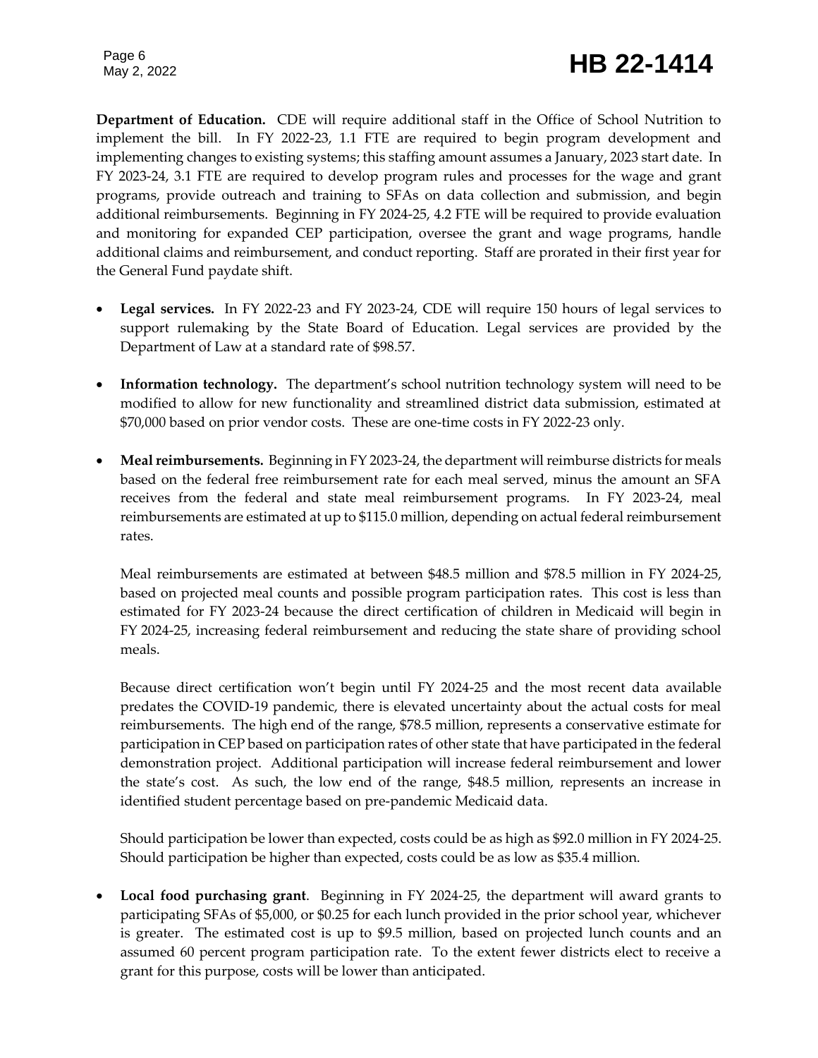**Department of Education.** CDE will require additional staff in the Office of School Nutrition to implement the bill. In FY 2022-23, 1.1 FTE are required to begin program development and implementing changes to existing systems; this staffing amount assumes a January, 2023 start date. In FY 2023-24, 3.1 FTE are required to develop program rules and processes for the wage and grant programs, provide outreach and training to SFAs on data collection and submission, and begin additional reimbursements. Beginning in FY 2024-25, 4.2 FTE will be required to provide evaluation and monitoring for expanded CEP participation, oversee the grant and wage programs, handle additional claims and reimbursement, and conduct reporting. Staff are prorated in their first year for the General Fund paydate shift.

- **Legal services.** In FY 2022-23 and FY 2023-24, CDE will require 150 hours of legal services to support rulemaking by the State Board of Education. Legal services are provided by the Department of Law at a standard rate of $98.57.

- **Information technology.** The department's school nutrition technology system will need to be modified to allow for new functionality and streamlined district data submission, estimated at $70,000 based on prior vendor costs. These are one-time costs in FY 2022-23 only.

- **Meal reimbursements.** Beginning in FY 2023-24, the department will reimburse districts for meals based on the federal free reimbursement rate for each meal served, minus the amount an SFA receives from the federal and state meal reimbursement programs. In FY 2023-24, meal reimbursements are estimated at up to $115.0 million, depending on actual federal reimbursement rates.

  Meal reimbursements are estimated at between $48.5 million and $78.5 million in FY 2024-25, based on projected meal counts and possible program participation rates. This cost is less than estimated for FY 2023-24 because the direct certification of children in Medicaid will begin in FY 2024-25, increasing federal reimbursement and reducing the state share of providing school meals.

  Because direct certification won't begin until FY 2024-25 and the most recent data available predates the COVID-19 pandemic, there is elevated uncertainty about the actual costs for meal reimbursements. The high end of the range, $78.5 million, represents a conservative estimate for participation in CEP based on participation rates of other state that have participated in the federal demonstration project. Additional participation will increase federal reimbursement and lower the state's cost. As such, the low end of the range, $48.5 million, represents an increase in identified student percentage based on pre-pandemic Medicaid data.

  Should participation be lower than expected, costs could be as high as $92.0 million in FY 2024-25. Should participation be higher than expected, costs could be as low as $35.4 million.

- **Local food purchasing grant**. Beginning in FY 2024-25, the department will award grants to participating SFAs of $5,000, or $0.25 for each lunch provided in the prior school year, whichever is greater. The estimated cost is up to $9.5 million, based on projected lunch counts and an assumed 60 percent program participation rate. To the extent fewer districts elect to receive a grant for this purpose, costs will be lower than anticipated.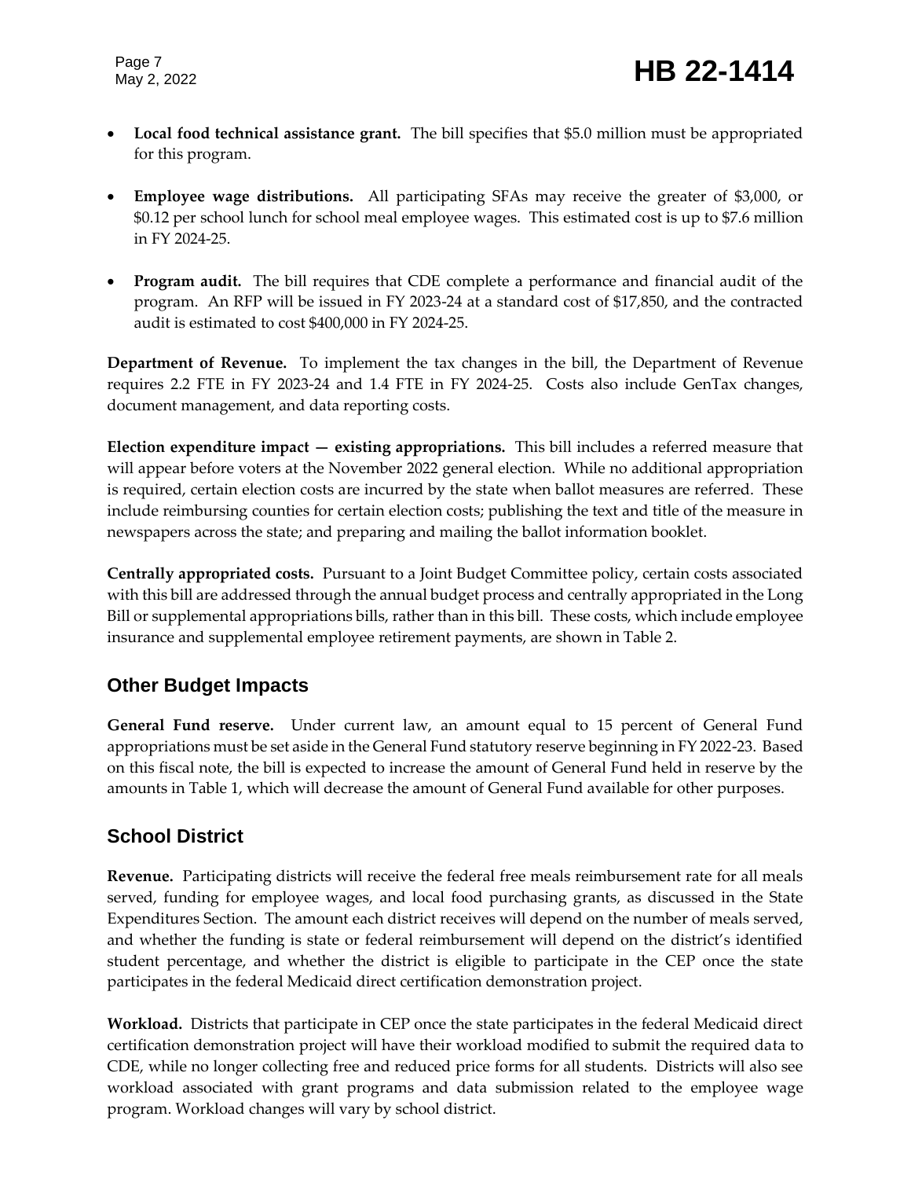- **Local food technical assistance grant.** The bill specifies that $5.0 million must be appropriated for this program.
- **Employee wage distributions.** All participating SFAs may receive the greater of $3,000, or $0.12 per school lunch for school meal employee wages. This estimated cost is up to $7.6 million in FY 2024-25.
- **Program audit.** The bill requires that CDE complete a performance and financial audit of the program. An RFP will be issued in FY 2023-24 at a standard cost of $17,850, and the contracted audit is estimated to cost $400,000 in FY 2024-25.

**Department of Revenue.** To implement the tax changes in the bill, the Department of Revenue requires 2.2 FTE in FY 2023-24 and 1.4 FTE in FY 2024-25. Costs also include GenTax changes, document management, and data reporting costs.

**Election expenditure impact — existing appropriations.** This bill includes a referred measure that will appear before voters at the November 2022 general election. While no additional appropriation is required, certain election costs are incurred by the state when ballot measures are referred. These include reimbursing counties for certain election costs; publishing the text and title of the measure in newspapers across the state; and preparing and mailing the ballot information booklet.

**Centrally appropriated costs.** Pursuant to a Joint Budget Committee policy, certain costs associated with this bill are addressed through the annual budget process and centrally appropriated in the Long Bill or supplemental appropriations bills, rather than in this bill. These costs, which include employee insurance and supplemental employee retirement payments, are shown in Table 2.

## Other Budget Impacts

**General Fund reserve.** Under current law, an amount equal to 15 percent of General Fund appropriations must be set aside in the General Fund statutory reserve beginning in FY 2022-23. Based on this fiscal note, the bill is expected to increase the amount of General Fund held in reserve by the amounts in Table 1, which will decrease the amount of General Fund available for other purposes.

## School District

**Revenue.** Participating districts will receive the federal free meals reimbursement rate for all meals served, funding for employee wages, and local food purchasing grants, as discussed in the State Expenditures Section. The amount each district receives will depend on the number of meals served, and whether the funding is state or federal reimbursement will depend on the district's identified student percentage, and whether the district is eligible to participate in the CEP once the state participates in the federal Medicaid direct certification demonstration project.

**Workload.** Districts that participate in CEP once the state participates in the federal Medicaid direct certification demonstration project will have their workload modified to submit the required data to CDE, while no longer collecting free and reduced price forms for all students. Districts will also see workload associated with grant programs and data submission related to the employee wage program. Workload changes will vary by school district.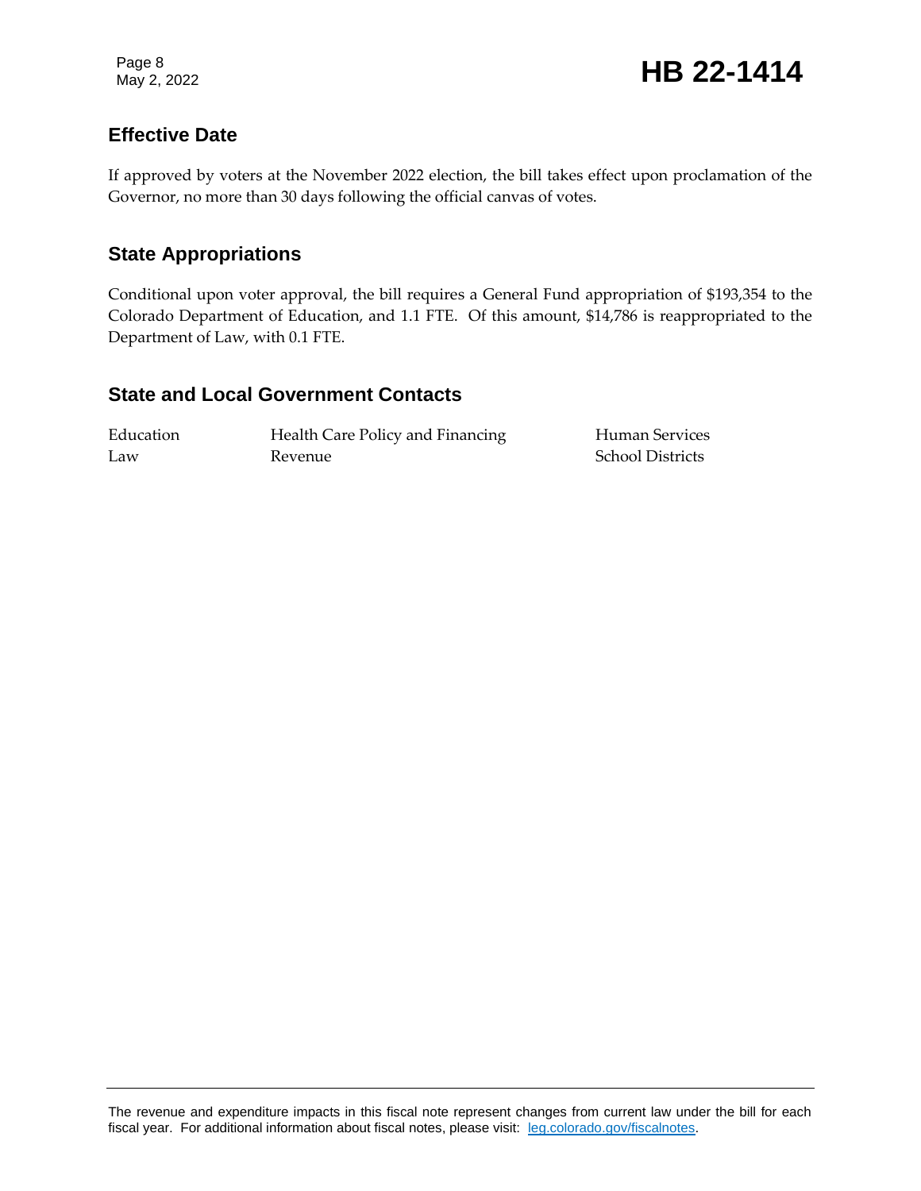## Effective Date

If approved by voters at the November 2022 election, the bill takes effect upon proclamation of the Governor, no more than 30 days following the official canvas of votes.

## State Appropriations

Conditional upon voter approval, the bill requires a General Fund appropriation of $193,354 to the Colorado Department of Education, and 1.1 FTE. Of this amount, $14,786 is reappropriated to the Department of Law, with 0.1 FTE.

## State and Local Government Contacts

| | | |
|---|---|---|
| Education | Health Care Policy and Financing | Human Services |
| Law | Revenue | School Districts |

The revenue and expenditure impacts in this fiscal note represent changes from current law under the bill for each fiscal year. For additional information about fiscal notes, please visit: leg.colorado.gov/fiscalnotes.